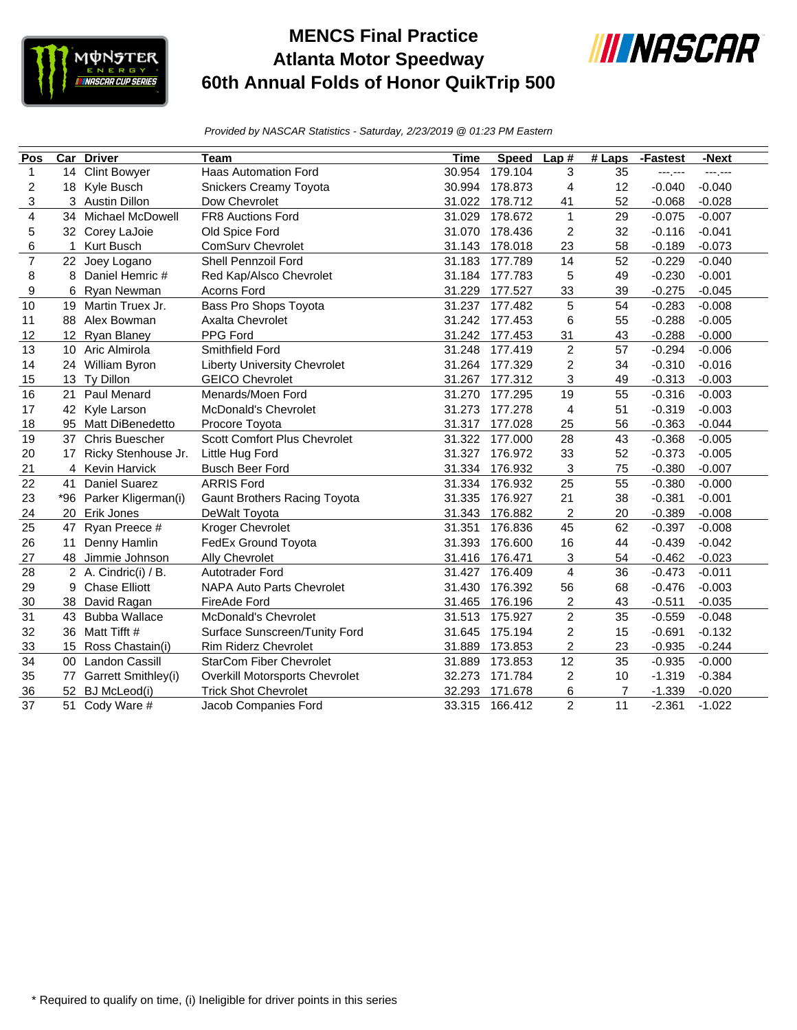# MENCS Final Practice
# Atlanta Motor Speedway
# 60th Annual Folds of Honor QuikTrip 500

*Provided by NASCAR Statistics - Saturday, 2/23/2019 @ 01:23 PM Eastern*

| Pos | Car | Driver | Team | Time | Speed | Lap # | # Laps | -Fastest | -Next |
|---|---|---|---|---|---|---|---|---|---|
| 1 | 14 | Clint Bowyer | Haas Automation Ford | 30.954 | 179.104 | 3 | 35 | ---.--- | ---.--- |
| 2 | 18 | Kyle Busch | Snickers Creamy Toyota | 30.994 | 178.873 | 4 | 12 | -0.040 | -0.040 |
| 3 | 3 | Austin Dillon | Dow Chevrolet | 31.022 | 178.712 | 41 | 52 | -0.068 | -0.028 |
| 4 | 34 | Michael McDowell | FR8 Auctions Ford | 31.029 | 178.672 | 1 | 29 | -0.075 | -0.007 |
| 5 | 32 | Corey LaJoie | Old Spice Ford | 31.070 | 178.436 | 2 | 32 | -0.116 | -0.041 |
| 6 | 1 | Kurt Busch | ComSurv Chevrolet | 31.143 | 178.018 | 23 | 58 | -0.189 | -0.073 |
| 7 | 22 | Joey Logano | Shell Pennzoil Ford | 31.183 | 177.789 | 14 | 52 | -0.229 | -0.040 |
| 8 | 8 | Daniel Hemric # | Red Kap/Alsco Chevrolet | 31.184 | 177.783 | 5 | 49 | -0.230 | -0.001 |
| 9 | 6 | Ryan Newman | Acorns Ford | 31.229 | 177.527 | 33 | 39 | -0.275 | -0.045 |
| 10 | 19 | Martin Truex Jr. | Bass Pro Shops Toyota | 31.237 | 177.482 | 5 | 54 | -0.283 | -0.008 |
| 11 | 88 | Alex Bowman | Axalta Chevrolet | 31.242 | 177.453 | 6 | 55 | -0.288 | -0.005 |
| 12 | 12 | Ryan Blaney | PPG Ford | 31.242 | 177.453 | 31 | 43 | -0.288 | -0.000 |
| 13 | 10 | Aric Almirola | Smithfield Ford | 31.248 | 177.419 | 2 | 57 | -0.294 | -0.006 |
| 14 | 24 | William Byron | Liberty University Chevrolet | 31.264 | 177.329 | 2 | 34 | -0.310 | -0.016 |
| 15 | 13 | Ty Dillon | GEICO Chevrolet | 31.267 | 177.312 | 3 | 49 | -0.313 | -0.003 |
| 16 | 21 | Paul Menard | Menards/Moen Ford | 31.270 | 177.295 | 19 | 55 | -0.316 | -0.003 |
| 17 | 42 | Kyle Larson | McDonald's Chevrolet | 31.273 | 177.278 | 4 | 51 | -0.319 | -0.003 |
| 18 | 95 | Matt DiBenedetto | Procore Toyota | 31.317 | 177.028 | 25 | 56 | -0.363 | -0.044 |
| 19 | 37 | Chris Buescher | Scott Comfort Plus Chevrolet | 31.322 | 177.000 | 28 | 43 | -0.368 | -0.005 |
| 20 | 17 | Ricky Stenhouse Jr. | Little Hug Ford | 31.327 | 176.972 | 33 | 52 | -0.373 | -0.005 |
| 21 | 4 | Kevin Harvick | Busch Beer Ford | 31.334 | 176.932 | 3 | 75 | -0.380 | -0.007 |
| 22 | 41 | Daniel Suarez | ARRIS Ford | 31.334 | 176.932 | 25 | 55 | -0.380 | -0.000 |
| 23 | *96 | Parker Kligerman(i) | Gaunt Brothers Racing Toyota | 31.335 | 176.927 | 21 | 38 | -0.381 | -0.001 |
| 24 | 20 | Erik Jones | DeWalt Toyota | 31.343 | 176.882 | 2 | 20 | -0.389 | -0.008 |
| 25 | 47 | Ryan Preece # | Kroger Chevrolet | 31.351 | 176.836 | 45 | 62 | -0.397 | -0.008 |
| 26 | 11 | Denny Hamlin | FedEx Ground Toyota | 31.393 | 176.600 | 16 | 44 | -0.439 | -0.042 |
| 27 | 48 | Jimmie Johnson | Ally Chevrolet | 31.416 | 176.471 | 3 | 54 | -0.462 | -0.023 |
| 28 | 2 | A. Cindric(i) / B. | Autotrader Ford | 31.427 | 176.409 | 4 | 36 | -0.473 | -0.011 |
| 29 | 9 | Chase Elliott | NAPA Auto Parts Chevrolet | 31.430 | 176.392 | 56 | 68 | -0.476 | -0.003 |
| 30 | 38 | David Ragan | FireAde Ford | 31.465 | 176.196 | 2 | 43 | -0.511 | -0.035 |
| 31 | 43 | Bubba Wallace | McDonald's Chevrolet | 31.513 | 175.927 | 2 | 35 | -0.559 | -0.048 |
| 32 | 36 | Matt Tifft # | Surface Sunscreen/Tunity Ford | 31.645 | 175.194 | 2 | 15 | -0.691 | -0.132 |
| 33 | 15 | Ross Chastain(i) | Rim Riderz Chevrolet | 31.889 | 173.853 | 2 | 23 | -0.935 | -0.244 |
| 34 | 00 | Landon Cassill | StarCom Fiber Chevrolet | 31.889 | 173.853 | 12 | 35 | -0.935 | -0.000 |
| 35 | 77 | Garrett Smithley(i) | Overkill Motorsports Chevrolet | 32.273 | 171.784 | 2 | 10 | -1.319 | -0.384 |
| 36 | 52 | BJ McLeod(i) | Trick Shot Chevrolet | 32.293 | 171.678 | 6 | 7 | -1.339 | -0.020 |
| 37 | 51 | Cody Ware # | Jacob Companies Ford | 33.315 | 166.412 | 2 | 11 | -2.361 | -1.022 |

\* Required to qualify on time, (i) Ineligible for driver points in this series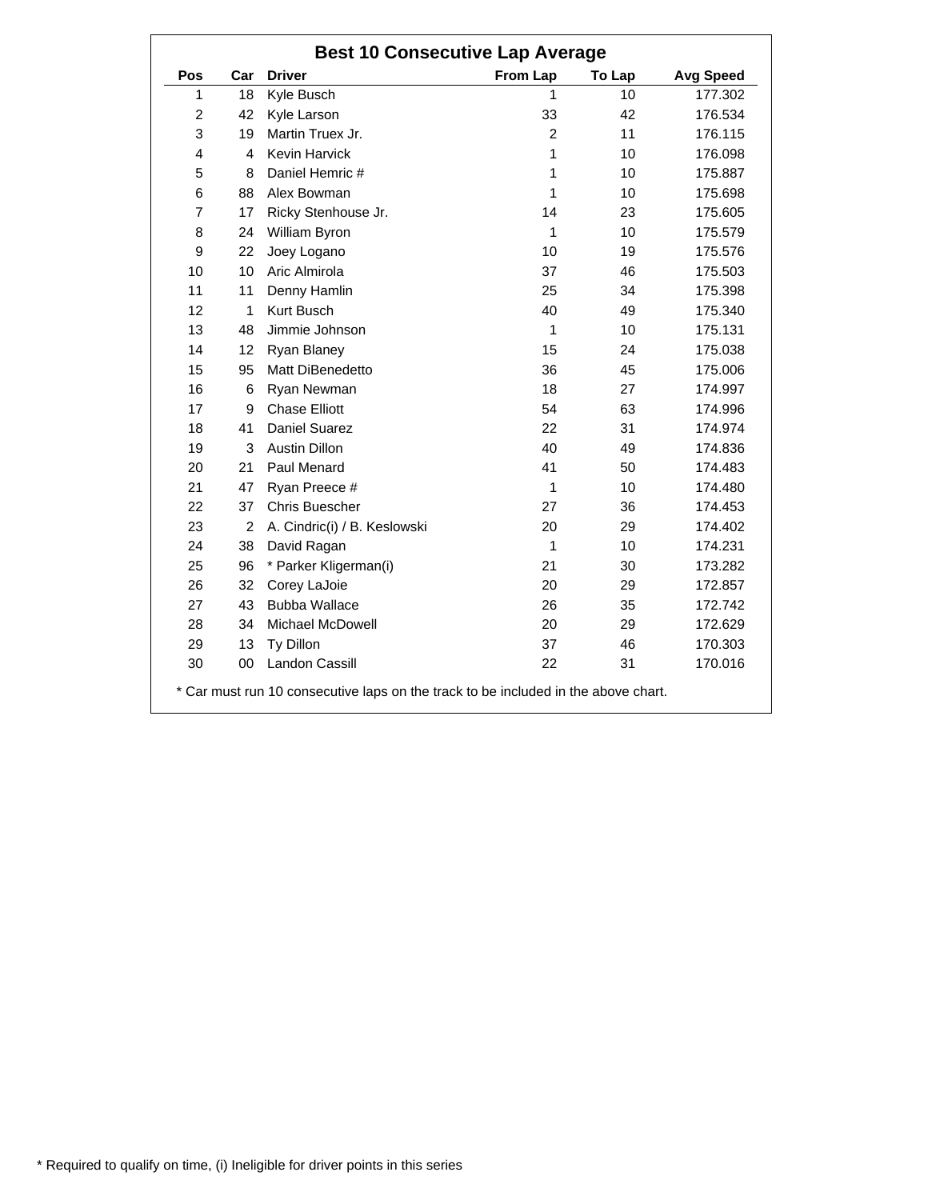## Best 10 Consecutive Lap Average

| Pos | Car | Driver | From Lap | To Lap | Avg Speed |
|---|---|---|---|---|---|
| 1 | 18 | Kyle Busch | 1 | 10 | 177.302 |
| 2 | 42 | Kyle Larson | 33 | 42 | 176.534 |
| 3 | 19 | Martin Truex Jr. | 2 | 11 | 176.115 |
| 4 | 4 | Kevin Harvick | 1 | 10 | 176.098 |
| 5 | 8 | Daniel Hemric # | 1 | 10 | 175.887 |
| 6 | 88 | Alex Bowman | 1 | 10 | 175.698 |
| 7 | 17 | Ricky Stenhouse Jr. | 14 | 23 | 175.605 |
| 8 | 24 | William Byron | 1 | 10 | 175.579 |
| 9 | 22 | Joey Logano | 10 | 19 | 175.576 |
| 10 | 10 | Aric Almirola | 37 | 46 | 175.503 |
| 11 | 11 | Denny Hamlin | 25 | 34 | 175.398 |
| 12 | 1 | Kurt Busch | 40 | 49 | 175.340 |
| 13 | 48 | Jimmie Johnson | 1 | 10 | 175.131 |
| 14 | 12 | Ryan Blaney | 15 | 24 | 175.038 |
| 15 | 95 | Matt DiBenedetto | 36 | 45 | 175.006 |
| 16 | 6 | Ryan Newman | 18 | 27 | 174.997 |
| 17 | 9 | Chase Elliott | 54 | 63 | 174.996 |
| 18 | 41 | Daniel Suarez | 22 | 31 | 174.974 |
| 19 | 3 | Austin Dillon | 40 | 49 | 174.836 |
| 20 | 21 | Paul Menard | 41 | 50 | 174.483 |
| 21 | 47 | Ryan Preece # | 1 | 10 | 174.480 |
| 22 | 37 | Chris Buescher | 27 | 36 | 174.453 |
| 23 | 2 | A. Cindric(i) / B. Keslowski | 20 | 29 | 174.402 |
| 24 | 38 | David Ragan | 1 | 10 | 174.231 |
| 25 | 96 | * Parker Kligerman(i) | 21 | 30 | 173.282 |
| 26 | 32 | Corey LaJoie | 20 | 29 | 172.857 |
| 27 | 43 | Bubba Wallace | 26 | 35 | 172.742 |
| 28 | 34 | Michael McDowell | 20 | 29 | 172.629 |
| 29 | 13 | Ty Dillon | 37 | 46 | 170.303 |
| 30 | 00 | Landon Cassill | 22 | 31 | 170.016 |

* Car must run 10 consecutive laps on the track to be included in the above chart.

* Required to qualify on time, (i) Ineligible for driver points in this series